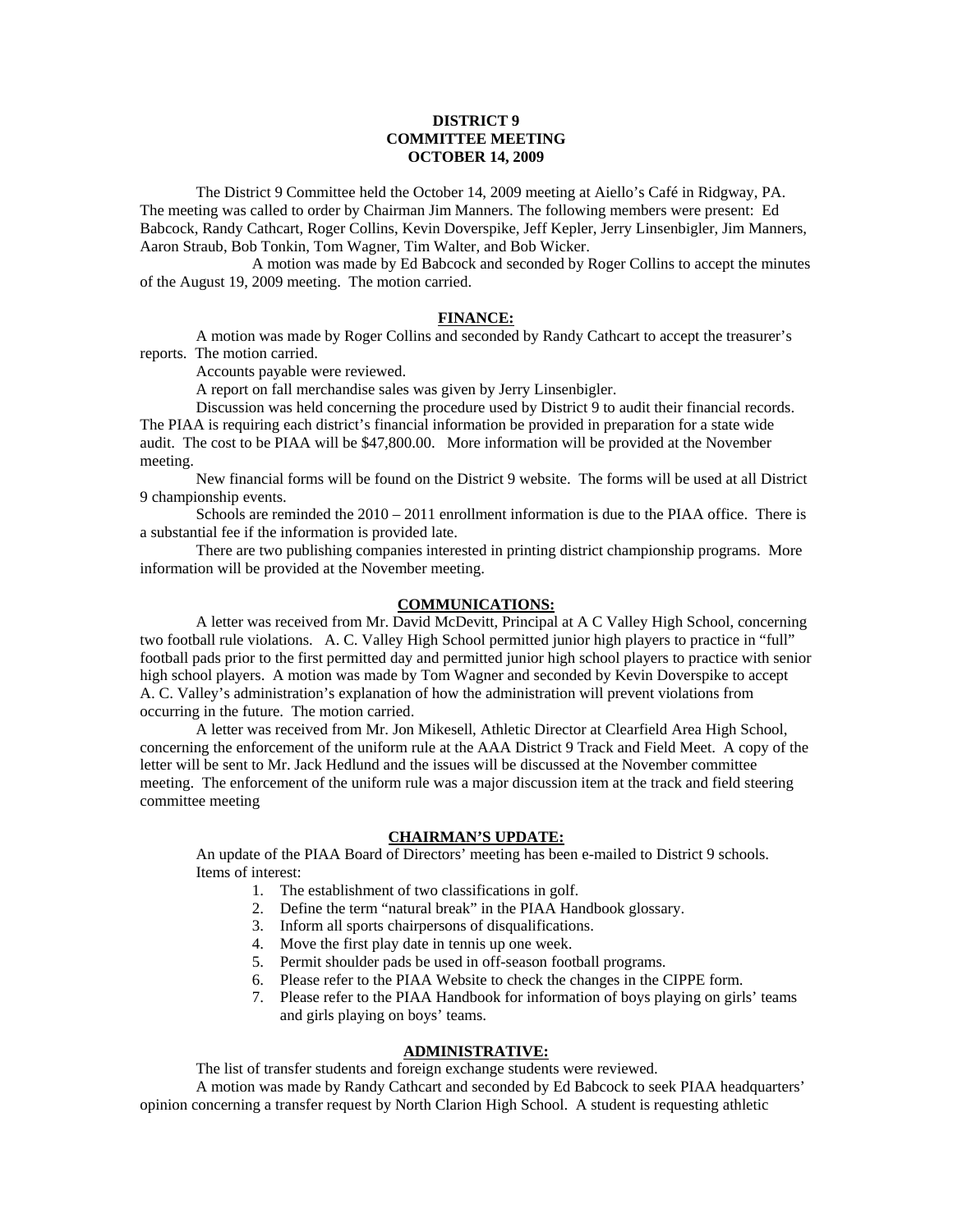**DISTRICT 9**
**COMMITTEE MEETING**
**OCTOBER 14, 2009**

The District 9 Committee held the October 14, 2009 meeting at Aiello's Café in Ridgway, PA. The meeting was called to order by Chairman Jim Manners. The following members were present: Ed Babcock, Randy Cathcart, Roger Collins, Kevin Doverspike, Jeff Kepler, Jerry Linsenbigler, Jim Manners, Aaron Straub, Bob Tonkin, Tom Wagner, Tim Walter, and Bob Wicker.

A motion was made by Ed Babcock and seconded by Roger Collins to accept the minutes of the August 19, 2009 meeting. The motion carried.

## FINANCE:

A motion was made by Roger Collins and seconded by Randy Cathcart to accept the treasurer's reports. The motion carried.

Accounts payable were reviewed.

A report on fall merchandise sales was given by Jerry Linsenbigler.

Discussion was held concerning the procedure used by District 9 to audit their financial records. The PIAA is requiring each district's financial information be provided in preparation for a state wide audit. The cost to be PIAA will be $47,800.00. More information will be provided at the November meeting.

New financial forms will be found on the District 9 website. The forms will be used at all District 9 championship events.

Schools are reminded the 2010 – 2011 enrollment information is due to the PIAA office. There is a substantial fee if the information is provided late.

There are two publishing companies interested in printing district championship programs. More information will be provided at the November meeting.

## COMMUNICATIONS:

A letter was received from Mr. David McDevitt, Principal at A C Valley High School, concerning two football rule violations. A. C. Valley High School permitted junior high players to practice in "full" football pads prior to the first permitted day and permitted junior high school players to practice with senior high school players. A motion was made by Tom Wagner and seconded by Kevin Doverspike to accept A. C. Valley's administration's explanation of how the administration will prevent violations from occurring in the future. The motion carried.

A letter was received from Mr. Jon Mikesell, Athletic Director at Clearfield Area High School, concerning the enforcement of the uniform rule at the AAA District 9 Track and Field Meet. A copy of the letter will be sent to Mr. Jack Hedlund and the issues will be discussed at the November committee meeting. The enforcement of the uniform rule was a major discussion item at the track and field steering committee meeting

## CHAIRMAN'S UPDATE:

An update of the PIAA Board of Directors' meeting has been e-mailed to District 9 schools. Items of interest:

1. The establishment of two classifications in golf.
2. Define the term "natural break" in the PIAA Handbook glossary.
3. Inform all sports chairpersons of disqualifications.
4. Move the first play date in tennis up one week.
5. Permit shoulder pads be used in off-season football programs.
6. Please refer to the PIAA Website to check the changes in the CIPPE form.
7. Please refer to the PIAA Handbook for information of boys playing on girls' teams and girls playing on boys' teams.

## ADMINISTRATIVE:

The list of transfer students and foreign exchange students were reviewed.

A motion was made by Randy Cathcart and seconded by Ed Babcock to seek PIAA headquarters' opinion concerning a transfer request by North Clarion High School. A student is requesting athletic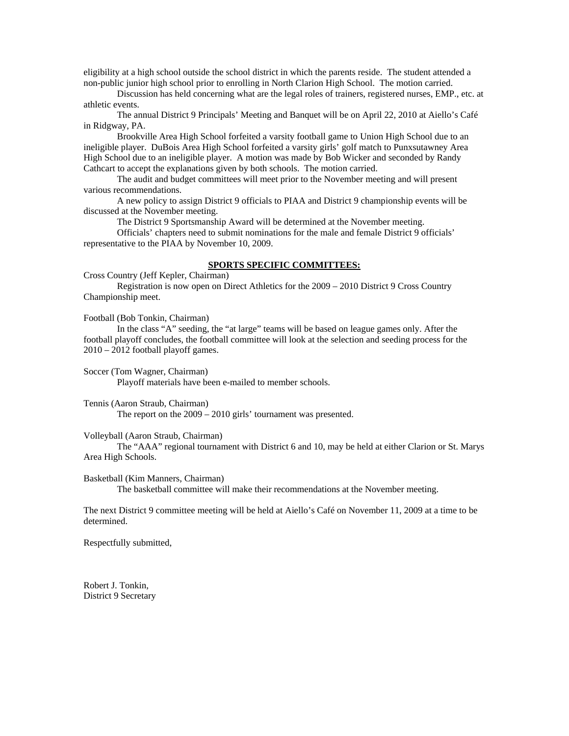eligibility at a high school outside the school district in which the parents reside. The student attended a non-public junior high school prior to enrolling in North Clarion High School. The motion carried.

Discussion has held concerning what are the legal roles of trainers, registered nurses, EMP., etc. at athletic events.

The annual District 9 Principals' Meeting and Banquet will be on April 22, 2010 at Aiello's Café in Ridgway, PA.

Brookville Area High School forfeited a varsity football game to Union High School due to an ineligible player. DuBois Area High School forfeited a varsity girls' golf match to Punxsutawney Area High School due to an ineligible player. A motion was made by Bob Wicker and seconded by Randy Cathcart to accept the explanations given by both schools. The motion carried.

The audit and budget committees will meet prior to the November meeting and will present various recommendations.

A new policy to assign District 9 officials to PIAA and District 9 championship events will be discussed at the November meeting.

The District 9 Sportsmanship Award will be determined at the November meeting.

Officials' chapters need to submit nominations for the male and female District 9 officials' representative to the PIAA by November 10, 2009.

**SPORTS SPECIFIC COMMITTEES:**

Cross Country (Jeff Kepler, Chairman)

Registration is now open on Direct Athletics for the 2009 – 2010 District 9 Cross Country Championship meet.

Football (Bob Tonkin, Chairman)

In the class "A" seeding, the "at large" teams will be based on league games only. After the football playoff concludes, the football committee will look at the selection and seeding process for the 2010 – 2012 football playoff games.

Soccer (Tom Wagner, Chairman)

Playoff materials have been e-mailed to member schools.

Tennis (Aaron Straub, Chairman)

The report on the 2009 – 2010 girls' tournament was presented.

Volleyball (Aaron Straub, Chairman)

The "AAA" regional tournament with District 6 and 10, may be held at either Clarion or St. Marys Area High Schools.

Basketball (Kim Manners, Chairman)

The basketball committee will make their recommendations at the November meeting.

The next District 9 committee meeting will be held at Aiello's Café on November 11, 2009 at a time to be determined.

Respectfully submitted,

Robert J. Tonkin,
District 9 Secretary